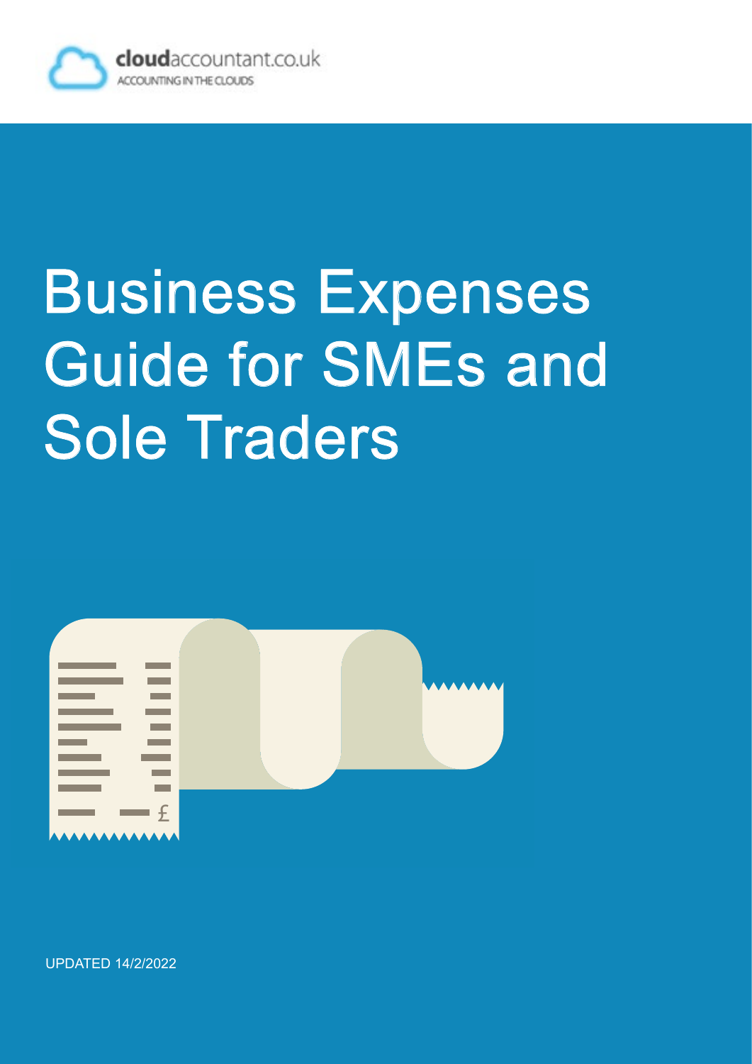**cloud**accountant.co.uk
ACCOUNTING IN THE CLOUDS

# Business Expenses Guide for SMEs and Sole Traders

UPDATED 14/2/2022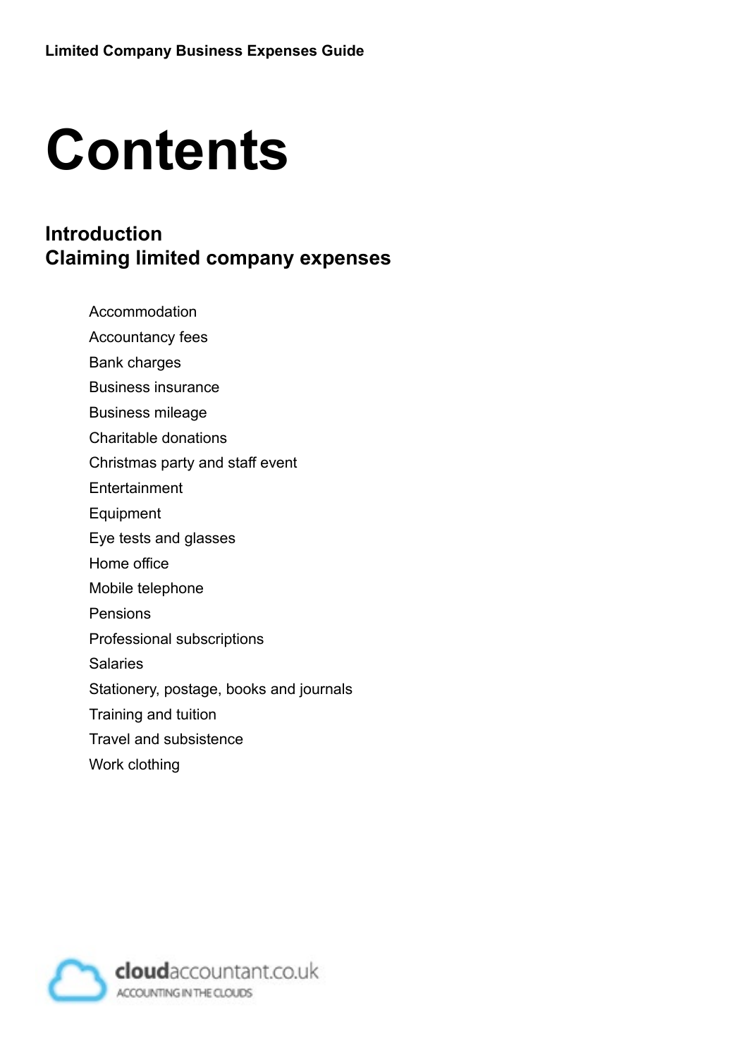# Contents

## Introduction
## Claiming limited company expenses

- Accommodation
- Accountancy fees
- Bank charges
- Business insurance
- Business mileage
- Charitable donations
- Christmas party and staff event
- Entertainment
- Equipment
- Eye tests and glasses
- Home office
- Mobile telephone
- Pensions
- Professional subscriptions
- Salaries
- Stationery, postage, books and journals
- Training and tuition
- Travel and subsistence
- Work clothing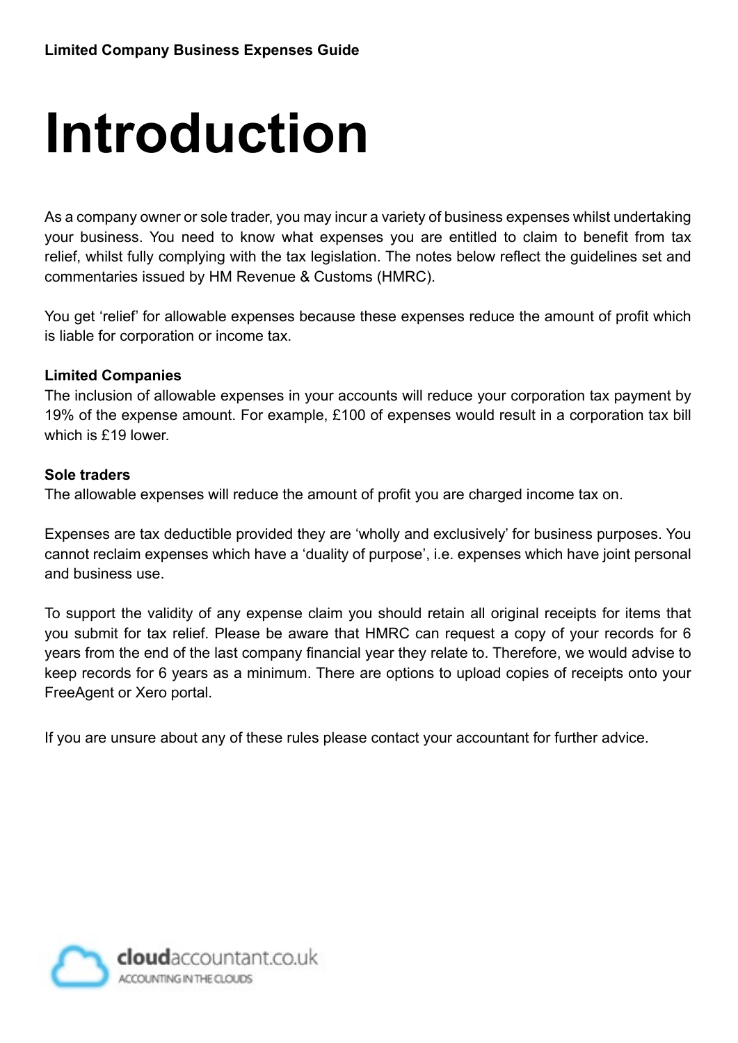# Introduction

As a company owner or sole trader, you may incur a variety of business expenses whilst undertaking your business. You need to know what expenses you are entitled to claim to benefit from tax relief, whilst fully complying with the tax legislation. The notes below reflect the guidelines set and commentaries issued by HM Revenue & Customs (HMRC).

You get 'relief' for allowable expenses because these expenses reduce the amount of profit which is liable for corporation or income tax.

**Limited Companies**
The inclusion of allowable expenses in your accounts will reduce your corporation tax payment by 19% of the expense amount. For example, £100 of expenses would result in a corporation tax bill which is £19 lower.

**Sole traders**
The allowable expenses will reduce the amount of profit you are charged income tax on.

Expenses are tax deductible provided they are 'wholly and exclusively' for business purposes. You cannot reclaim expenses which have a 'duality of purpose', i.e. expenses which have joint personal and business use.

To support the validity of any expense claim you should retain all original receipts for items that you submit for tax relief. Please be aware that HMRC can request a copy of your records for 6 years from the end of the last company financial year they relate to. Therefore, we would advise to keep records for 6 years as a minimum. There are options to upload copies of receipts onto your FreeAgent or Xero portal.

If you are unsure about any of these rules please contact your accountant for further advice.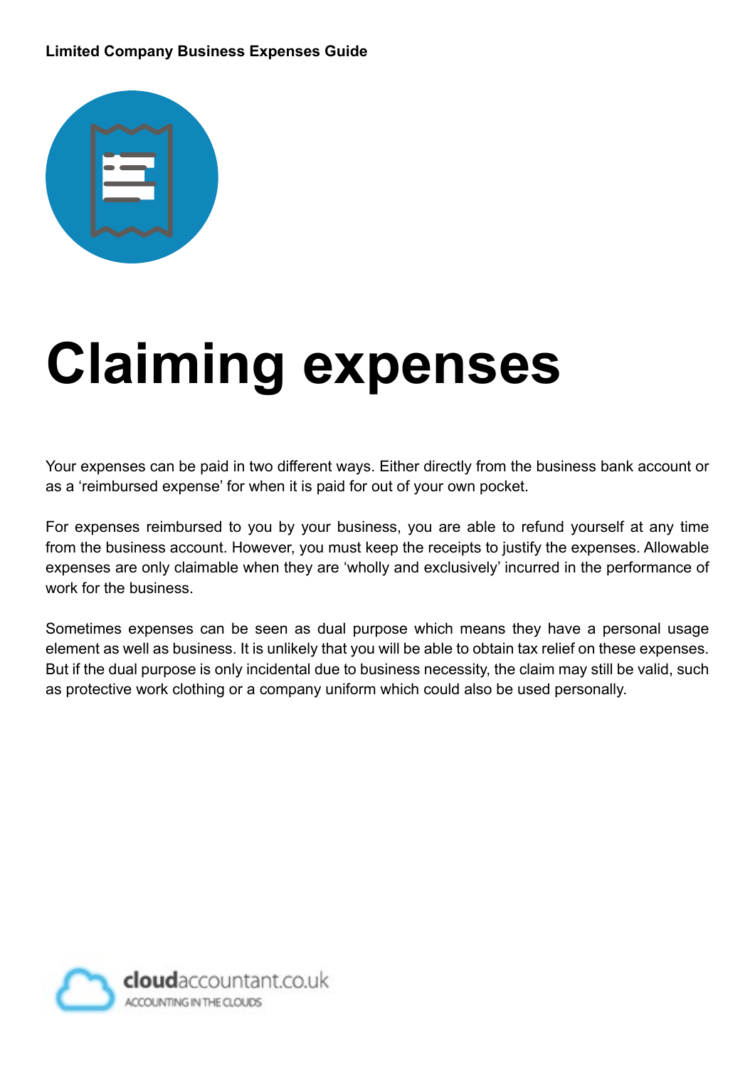# Claiming expenses

Your expenses can be paid in two different ways. Either directly from the business bank account or as a 'reimbursed expense' for when it is paid for out of your own pocket.

For expenses reimbursed to you by your business, you are able to refund yourself at any time from the business account. However, you must keep the receipts to justify the expenses. Allowable expenses are only claimable when they are 'wholly and exclusively' incurred in the performance of work for the business.

Sometimes expenses can be seen as dual purpose which means they have a personal usage element as well as business. It is unlikely that you will be able to obtain tax relief on these expenses. But if the dual purpose is only incidental due to business necessity, the claim may still be valid, such as protective work clothing or a company uniform which could also be used personally.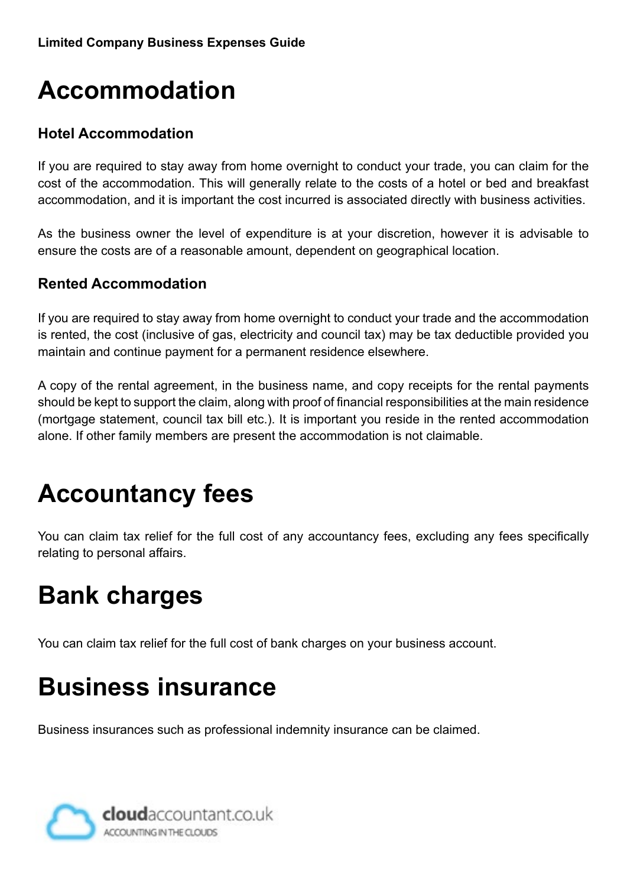# Accommodation

### Hotel Accommodation

If you are required to stay away from home overnight to conduct your trade, you can claim for the cost of the accommodation. This will generally relate to the costs of a hotel or bed and breakfast accommodation, and it is important the cost incurred is associated directly with business activities.

As the business owner the level of expenditure is at your discretion, however it is advisable to ensure the costs are of a reasonable amount, dependent on geographical location.

### Rented Accommodation

If you are required to stay away from home overnight to conduct your trade and the accommodation is rented, the cost (inclusive of gas, electricity and council tax) may be tax deductible provided you maintain and continue payment for a permanent residence elsewhere.

A copy of the rental agreement, in the business name, and copy receipts for the rental payments should be kept to support the claim, along with proof of financial responsibilities at the main residence (mortgage statement, council tax bill etc.). It is important you reside in the rented accommodation alone. If other family members are present the accommodation is not claimable.

# Accountancy fees

You can claim tax relief for the full cost of any accountancy fees, excluding any fees specifically relating to personal affairs.

# Bank charges

You can claim tax relief for the full cost of bank charges on your business account.

# Business insurance

Business insurances such as professional indemnity insurance can be claimed.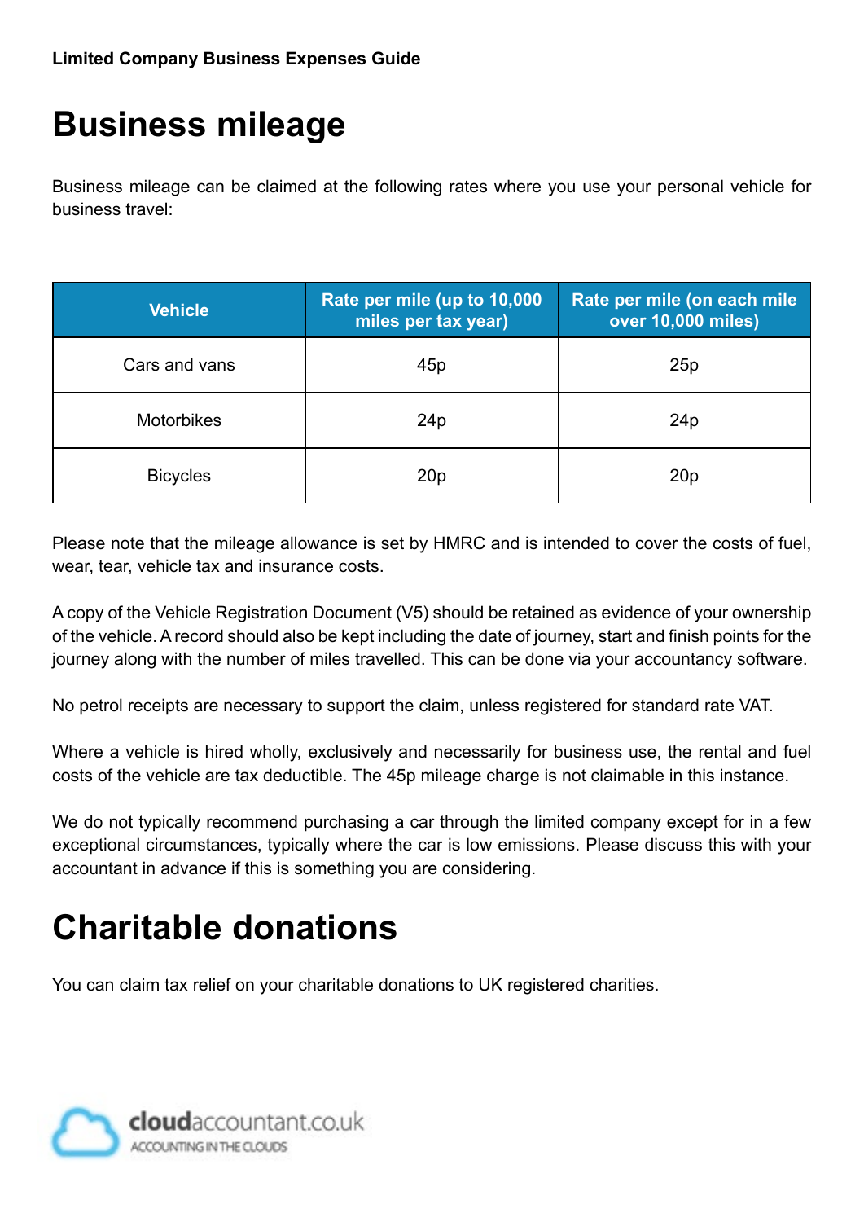# Business mileage

Business mileage can be claimed at the following rates where you use your personal vehicle for business travel:

| Vehicle | Rate per mile (up to 10,000 miles per tax year) | Rate per mile (on each mile over 10,000 miles) |
|---|---|---|
| Cars and vans | 45p | 25p |
| Motorbikes | 24p | 24p |
| Bicycles | 20p | 20p |

Please note that the mileage allowance is set by HMRC and is intended to cover the costs of fuel, wear, tear, vehicle tax and insurance costs.

A copy of the Vehicle Registration Document (V5) should be retained as evidence of your ownership of the vehicle. A record should also be kept including the date of journey, start and finish points for the journey along with the number of miles travelled. This can be done via your accountancy software.

No petrol receipts are necessary to support the claim, unless registered for standard rate VAT.

Where a vehicle is hired wholly, exclusively and necessarily for business use, the rental and fuel costs of the vehicle are tax deductible. The 45p mileage charge is not claimable in this instance.

We do not typically recommend purchasing a car through the limited company except for in a few exceptional circumstances, typically where the car is low emissions. Please discuss this with your accountant in advance if this is something you are considering.

# Charitable donations

You can claim tax relief on your charitable donations to UK registered charities.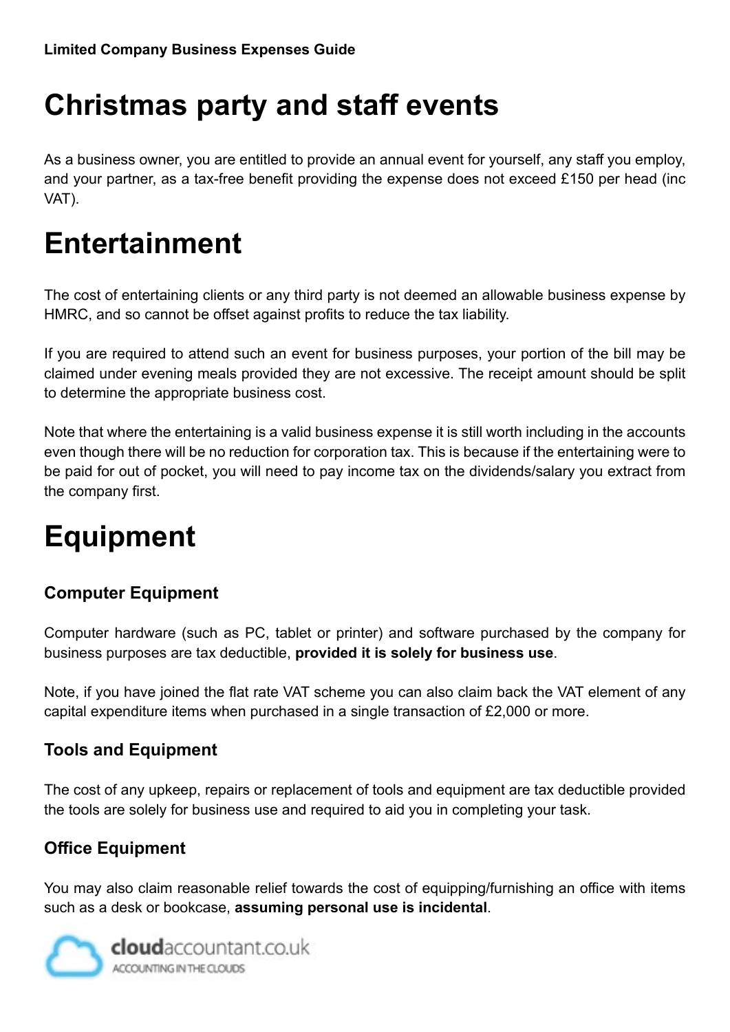# Christmas party and staff events

As a business owner, you are entitled to provide an annual event for yourself, any staff you employ, and your partner, as a tax-free benefit providing the expense does not exceed £150 per head (inc VAT).

# Entertainment

The cost of entertaining clients or any third party is not deemed an allowable business expense by HMRC, and so cannot be offset against profits to reduce the tax liability.

If you are required to attend such an event for business purposes, your portion of the bill may be claimed under evening meals provided they are not excessive. The receipt amount should be split to determine the appropriate business cost.

Note that where the entertaining is a valid business expense it is still worth including in the accounts even though there will be no reduction for corporation tax. This is because if the entertaining were to be paid for out of pocket, you will need to pay income tax on the dividends/salary you extract from the company first.

# Equipment

### Computer Equipment

Computer hardware (such as PC, tablet or printer) and software purchased by the company for business purposes are tax deductible, **provided it is solely for business use**.

Note, if you have joined the flat rate VAT scheme you can also claim back the VAT element of any capital expenditure items when purchased in a single transaction of £2,000 or more.

### Tools and Equipment

The cost of any upkeep, repairs or replacement of tools and equipment are tax deductible provided the tools are solely for business use and required to aid you in completing your task.

### Office Equipment

You may also claim reasonable relief towards the cost of equipping/furnishing an office with items such as a desk or bookcase, **assuming personal use is incidental**.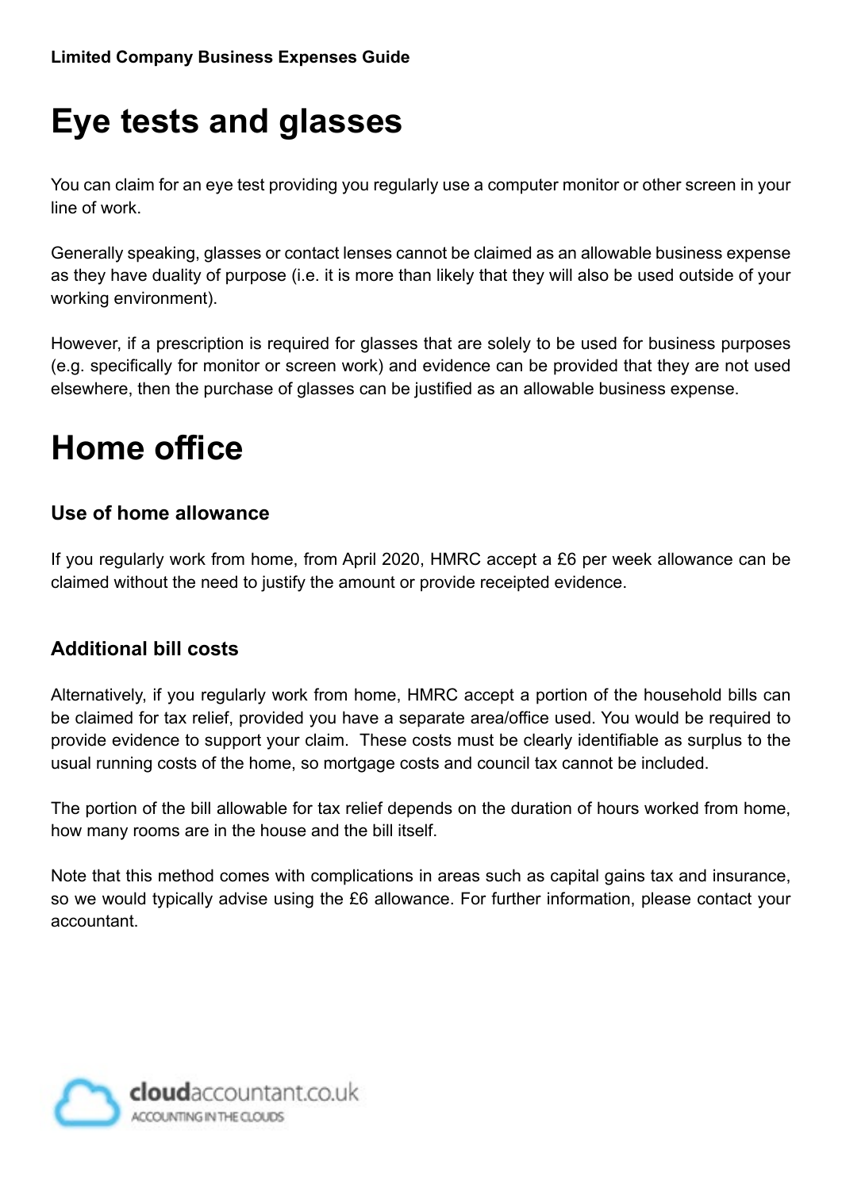# Eye tests and glasses

You can claim for an eye test providing you regularly use a computer monitor or other screen in your line of work.

Generally speaking, glasses or contact lenses cannot be claimed as an allowable business expense as they have duality of purpose (i.e. it is more than likely that they will also be used outside of your working environment).

However, if a prescription is required for glasses that are solely to be used for business purposes (e.g. specifically for monitor or screen work) and evidence can be provided that they are not used elsewhere, then the purchase of glasses can be justified as an allowable business expense.

# Home office

### Use of home allowance

If you regularly work from home, from April 2020, HMRC accept a £6 per week allowance can be claimed without the need to justify the amount or provide receipted evidence.

### Additional bill costs

Alternatively, if you regularly work from home, HMRC accept a portion of the household bills can be claimed for tax relief, provided you have a separate area/office used. You would be required to provide evidence to support your claim. These costs must be clearly identifiable as surplus to the usual running costs of the home, so mortgage costs and council tax cannot be included.

The portion of the bill allowable for tax relief depends on the duration of hours worked from home, how many rooms are in the house and the bill itself.

Note that this method comes with complications in areas such as capital gains tax and insurance, so we would typically advise using the £6 allowance. For further information, please contact your accountant.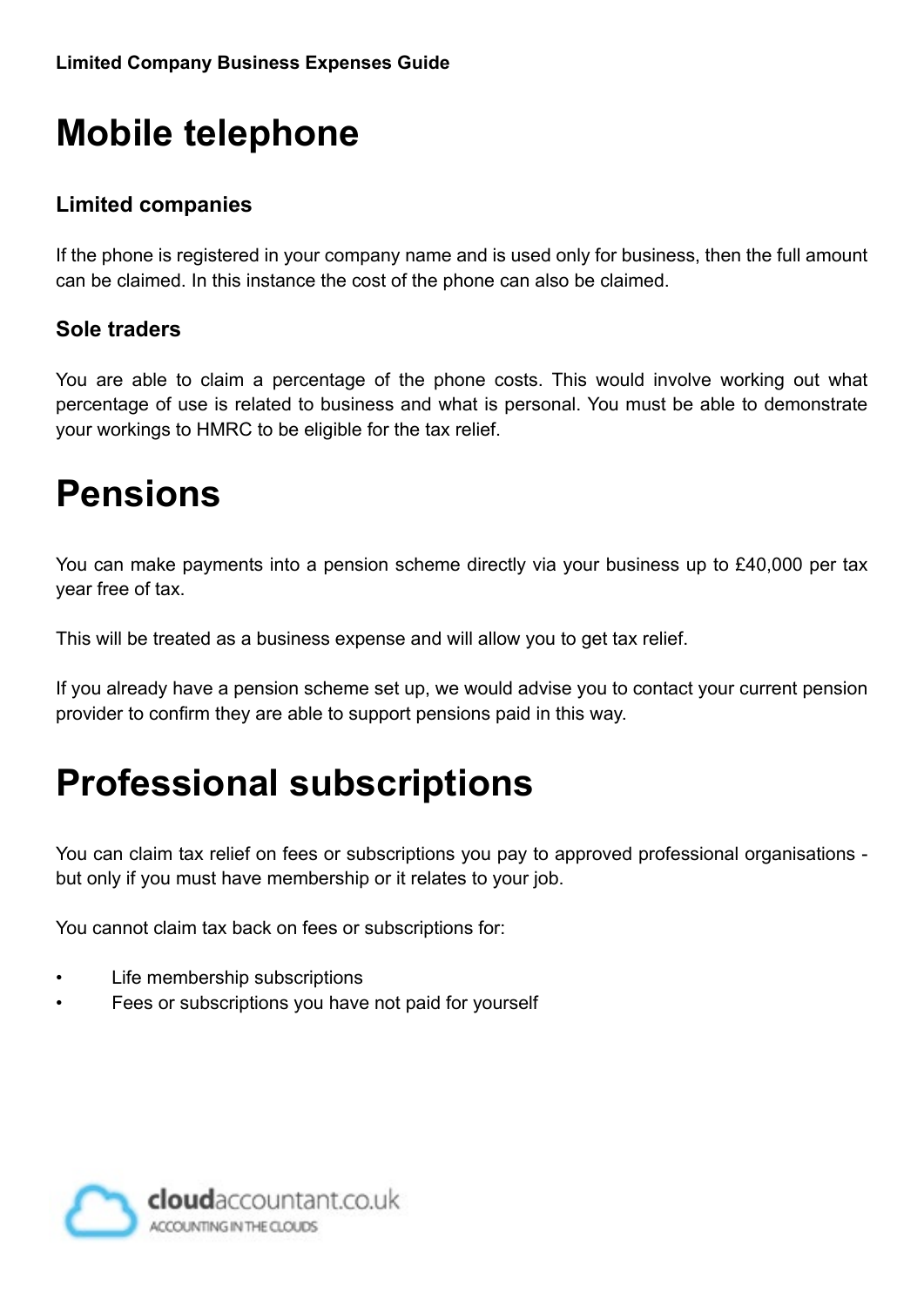# Mobile telephone

### Limited companies

If the phone is registered in your company name and is used only for business, then the full amount can be claimed. In this instance the cost of the phone can also be claimed.

### Sole traders

You are able to claim a percentage of the phone costs. This would involve working out what percentage of use is related to business and what is personal. You must be able to demonstrate your workings to HMRC to be eligible for the tax relief.

# Pensions

You can make payments into a pension scheme directly via your business up to £40,000 per tax year free of tax.

This will be treated as a business expense and will allow you to get tax relief.

If you already have a pension scheme set up, we would advise you to contact your current pension provider to confirm they are able to support pensions paid in this way.

# Professional subscriptions

You can claim tax relief on fees or subscriptions you pay to approved professional organisations - but only if you must have membership or it relates to your job.

You cannot claim tax back on fees or subscriptions for:

- Life membership subscriptions
- Fees or subscriptions you have not paid for yourself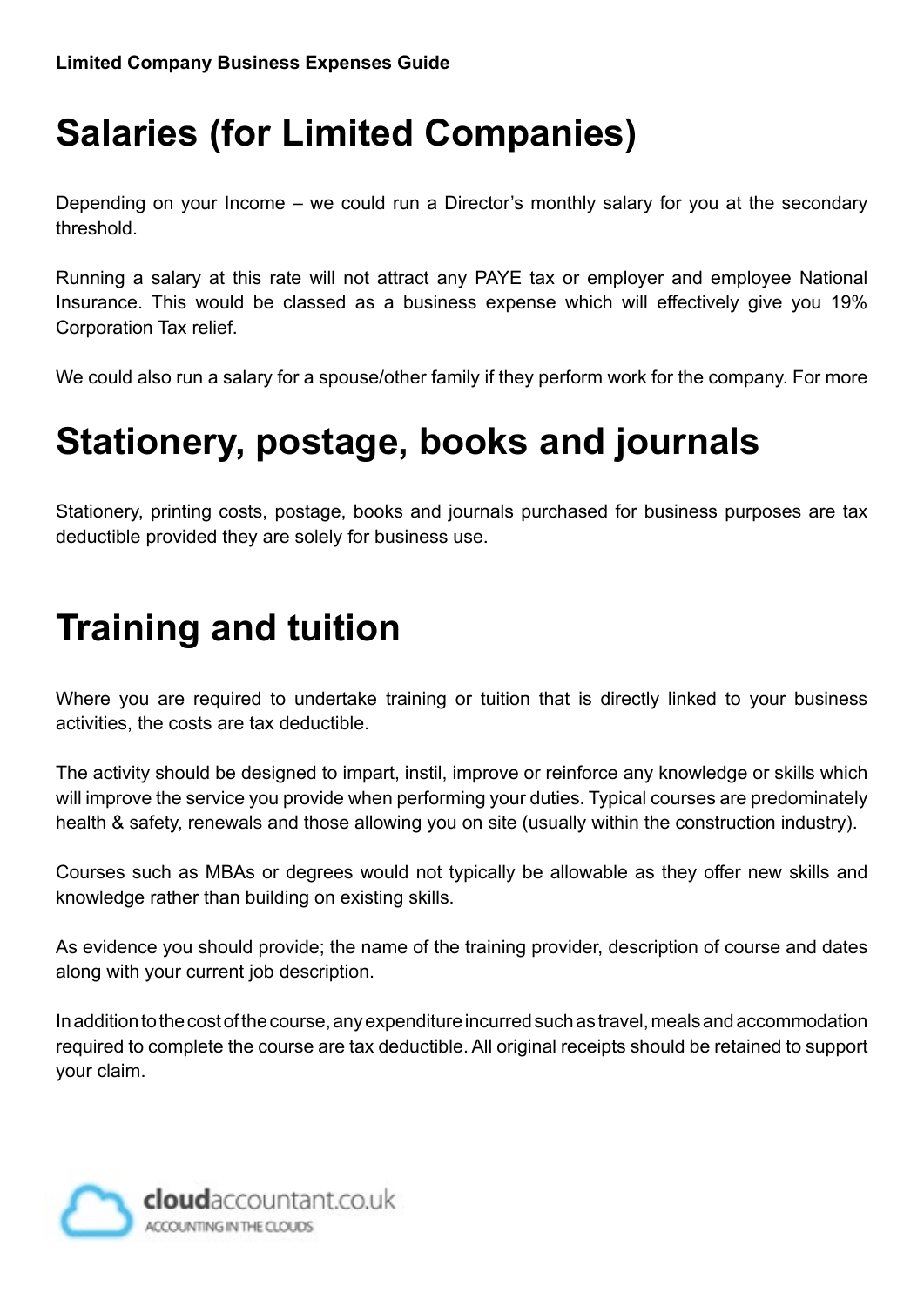# Salaries (for Limited Companies)

Depending on your Income – we could run a Director's monthly salary for you at the secondary threshold.

Running a salary at this rate will not attract any PAYE tax or employer and employee National Insurance. This would be classed as a business expense which will effectively give you 19% Corporation Tax relief.

We could also run a salary for a spouse/other family if they perform work for the company. For more

# Stationery, postage, books and journals

Stationery, printing costs, postage, books and journals purchased for business purposes are tax deductible provided they are solely for business use.

# Training and tuition

Where you are required to undertake training or tuition that is directly linked to your business activities, the costs are tax deductible.

The activity should be designed to impart, instil, improve or reinforce any knowledge or skills which will improve the service you provide when performing your duties. Typical courses are predominately health & safety, renewals and those allowing you on site (usually within the construction industry).

Courses such as MBAs or degrees would not typically be allowable as they offer new skills and knowledge rather than building on existing skills.

As evidence you should provide; the name of the training provider, description of course and dates along with your current job description.

In addition to the cost of the course, any expenditure incurred such as travel, meals and accommodation required to complete the course are tax deductible. All original receipts should be retained to support your claim.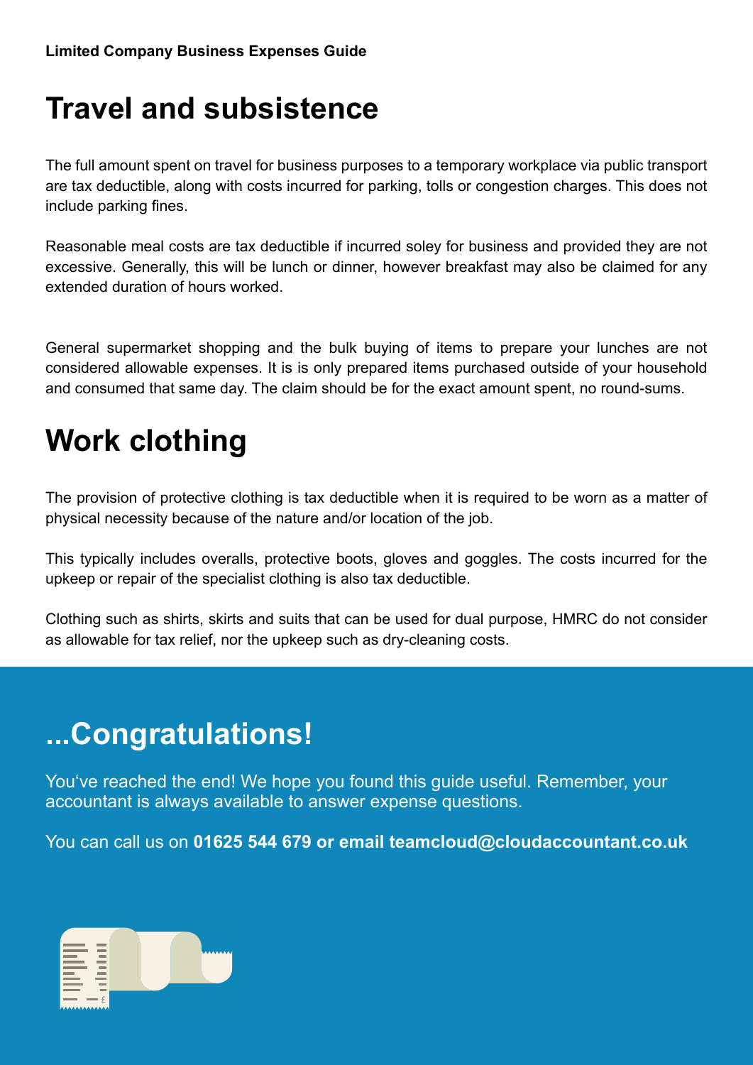# Travel and subsistence

The full amount spent on travel for business purposes to a temporary workplace via public transport are tax deductible, along with costs incurred for parking, tolls or congestion charges. This does not include parking fines.

Reasonable meal costs are tax deductible if incurred soley for business and provided they are not excessive. Generally, this will be lunch or dinner, however breakfast may also be claimed for any extended duration of hours worked.

General supermarket shopping and the bulk buying of items to prepare your lunches are not considered allowable expenses. It is is only prepared items purchased outside of your household and consumed that same day. The claim should be for the exact amount spent, no round-sums.

# Work clothing

The provision of protective clothing is tax deductible when it is required to be worn as a matter of physical necessity because of the nature and/or location of the job.

This typically includes overalls, protective boots, gloves and goggles. The costs incurred for the upkeep or repair of the specialist clothing is also tax deductible.

Clothing such as shirts, skirts and suits that can be used for dual purpose, HMRC do not consider as allowable for tax relief, nor the upkeep such as dry-cleaning costs.

# ...Congratulations!

You‘ve reached the end! We hope you found this guide useful. Remember, your accountant is always available to answer expense questions.

You can call us on **01625 544 679 or email teamcloud@cloudaccountant.co.uk**